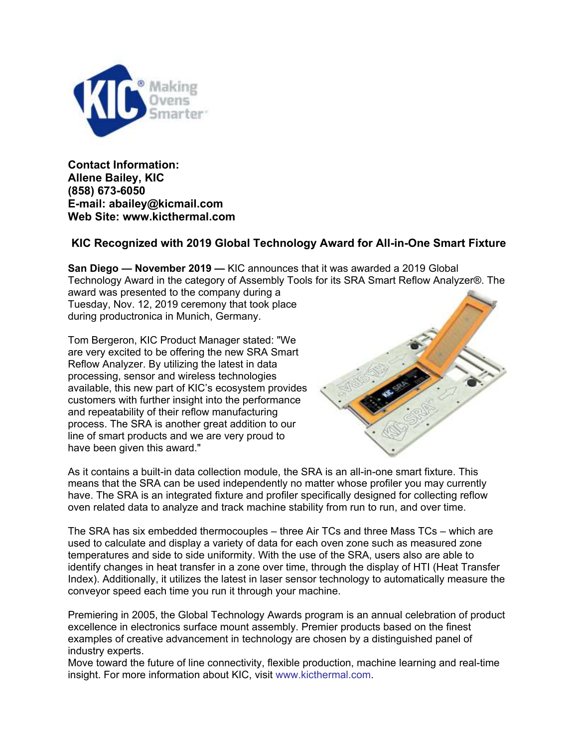**Contact Information:**
**Allene Bailey, KIC**
**(858) 673-6050**
**E-mail: abailey@kicmail.com**
**Web Site: www.kicthermal.com**

## KIC Recognized with 2019 Global Technology Award for All-in-One Smart Fixture

**San Diego — November 2019 —** KIC announces that it was awarded a 2019 Global Technology Award in the category of Assembly Tools for its SRA Smart Reflow Analyzer®. The award was presented to the company during a Tuesday, Nov. 12, 2019 ceremony that took place during productronica in Munich, Germany.

Tom Bergeron, KIC Product Manager stated: "We are very excited to be offering the new SRA Smart Reflow Analyzer. By utilizing the latest in data processing, sensor and wireless technologies available, this new part of KIC's ecosystem provides customers with further insight into the performance and repeatability of their reflow manufacturing process. The SRA is another great addition to our line of smart products and we are very proud to have been given this award."

As it contains a built-in data collection module, the SRA is an all-in-one smart fixture. This means that the SRA can be used independently no matter whose profiler you may currently have. The SRA is an integrated fixture and profiler specifically designed for collecting reflow oven related data to analyze and track machine stability from run to run, and over time.

The SRA has six embedded thermocouples – three Air TCs and three Mass TCs – which are used to calculate and display a variety of data for each oven zone such as measured zone temperatures and side to side uniformity. With the use of the SRA, users also are able to identify changes in heat transfer in a zone over time, through the display of HTI (Heat Transfer Index). Additionally, it utilizes the latest in laser sensor technology to automatically measure the conveyor speed each time you run it through your machine.

Premiering in 2005, the Global Technology Awards program is an annual celebration of product excellence in electronics surface mount assembly. Premier products based on the finest examples of creative advancement in technology are chosen by a distinguished panel of industry experts.

Move toward the future of line connectivity, flexible production, machine learning and real-time insight. For more information about KIC, visit www.kicthermal.com.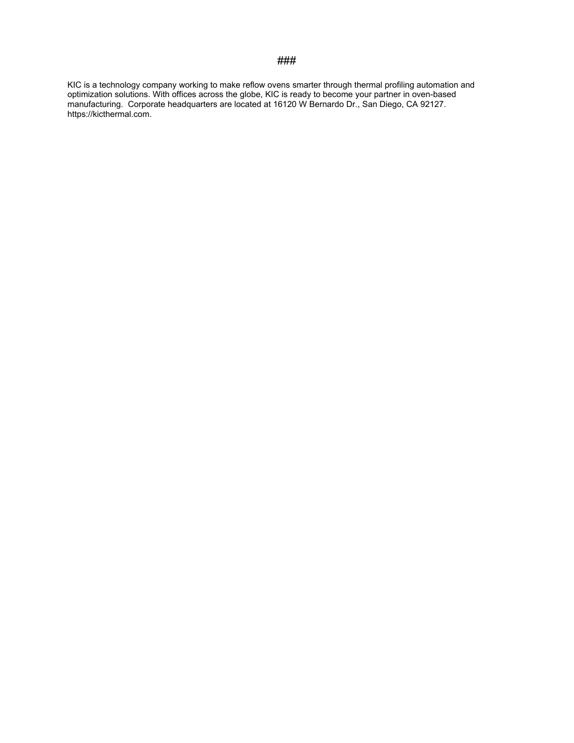###

KIC is a technology company working to make reflow ovens smarter through thermal profiling automation and optimization solutions. With offices across the globe, KIC is ready to become your partner in oven-based manufacturing. Corporate headquarters are located at 16120 W Bernardo Dr., San Diego, CA 92127. https://kicthermal.com.